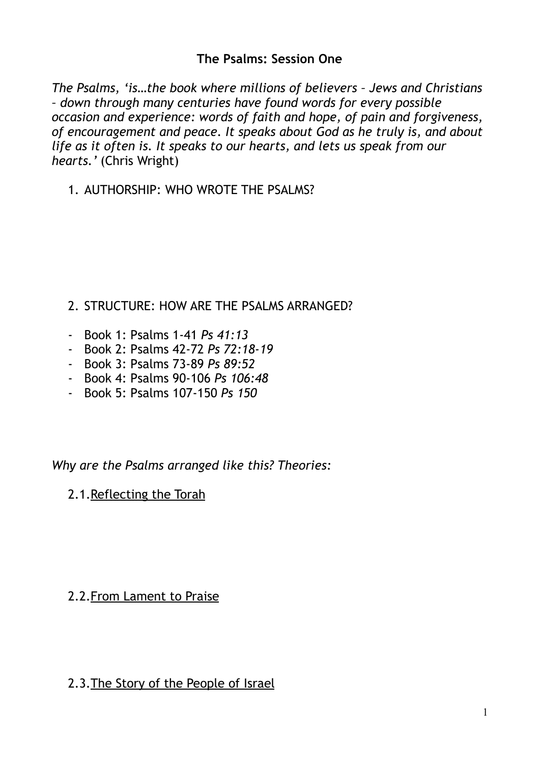## The Psalms: Session One

*The Psalms, 'is…the book where millions of believers – Jews and Christians – down through many centuries have found words for every possible occasion and experience: words of faith and hope, of pain and forgiveness, of encouragement and peace. It speaks about God as he truly is, and about life as it often is. It speaks to our hearts, and lets us speak from our hearts.'* (Chris Wright)

1. AUTHORSHIP: WHO WROTE THE PSALMS?

2. STRUCTURE: HOW ARE THE PSALMS ARRANGED?

- Book 1: Psalms 1-41 *Ps 41:13*
- Book 2: Psalms 42-72 *Ps 72:18-19*
- Book 3: Psalms 73-89 *Ps 89:52*
- Book 4: Psalms 90-106 *Ps 106:48*
- Book 5: Psalms 107-150 *Ps 150*

*Why are the Psalms arranged like this? Theories:*

2.1. <u>Reflecting the Torah</u>

2.2. <u>From Lament to Praise</u>

2.3. <u>The Story of the People of Israel</u>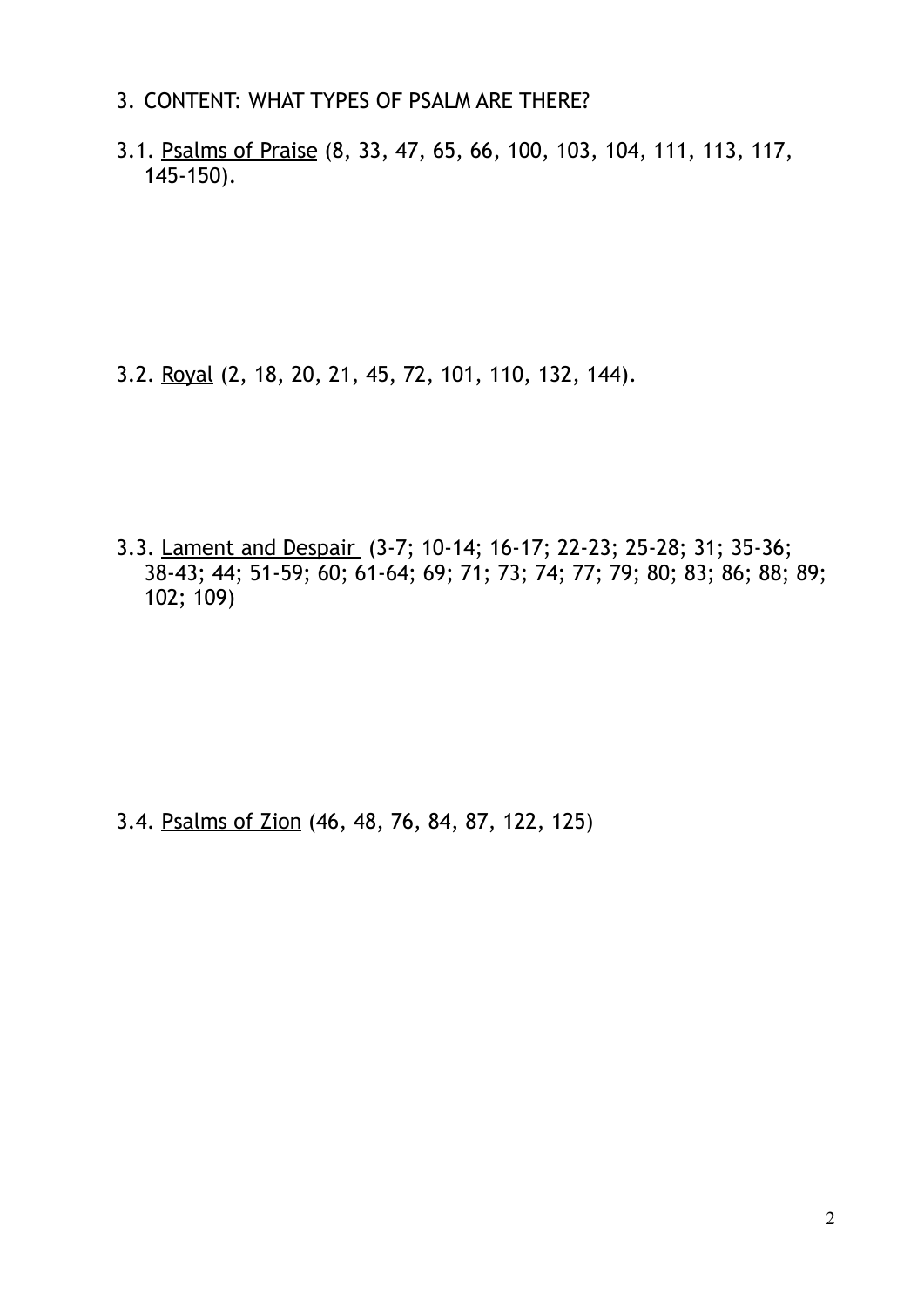## 3. CONTENT: WHAT TYPES OF PSALM ARE THERE?

3.1. <u>Psalms of Praise</u> (8, 33, 47, 65, 66, 100, 103, 104, 111, 113, 117, 145-150).

3.2. <u>Royal</u> (2, 18, 20, 21, 45, 72, 101, 110, 132, 144).

3.3. <u>Lament and Despair</u> (3-7; 10-14; 16-17; 22-23; 25-28; 31; 35-36; 38-43; 44; 51-59; 60; 61-64; 69; 71; 73; 74; 77; 79; 80; 83; 86; 88; 89; 102; 109)

3.4. <u>Psalms of Zion</u> (46, 48, 76, 84, 87, 122, 125)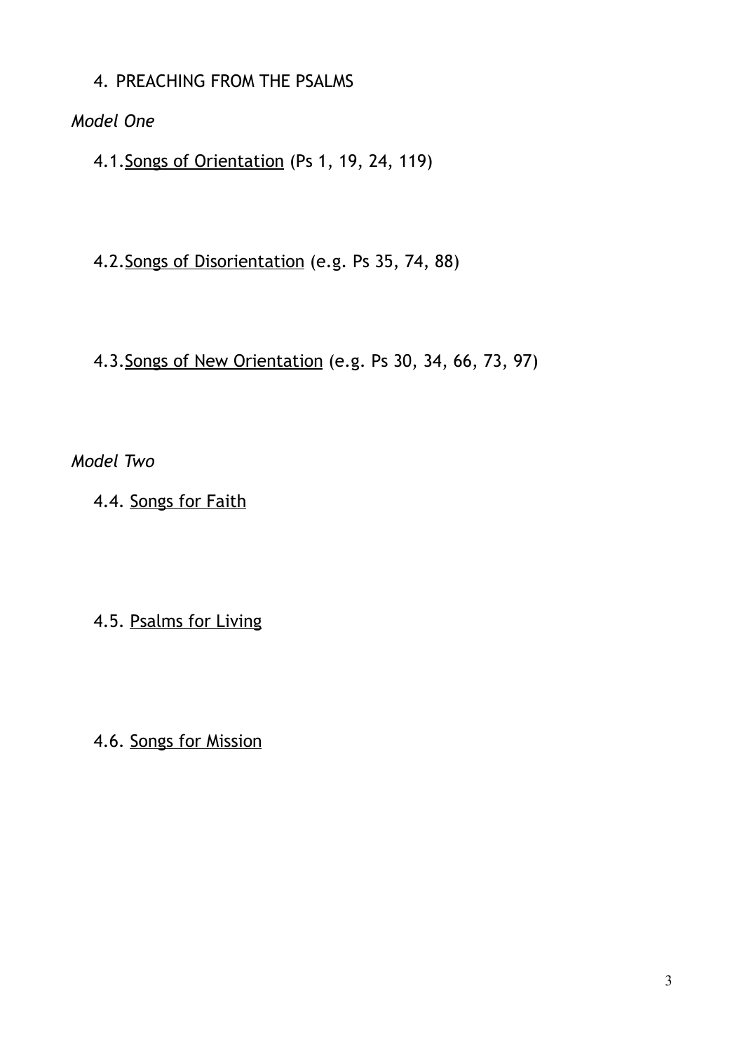4. PREACHING FROM THE PSALMS

*Model One*

4.1. Songs of Orientation (Ps 1, 19, 24, 119)

4.2. Songs of Disorientation (e.g. Ps 35, 74, 88)

4.3. Songs of New Orientation (e.g. Ps 30, 34, 66, 73, 97)

*Model Two*

4.4. Songs for Faith

4.5. Psalms for Living

4.6. Songs for Mission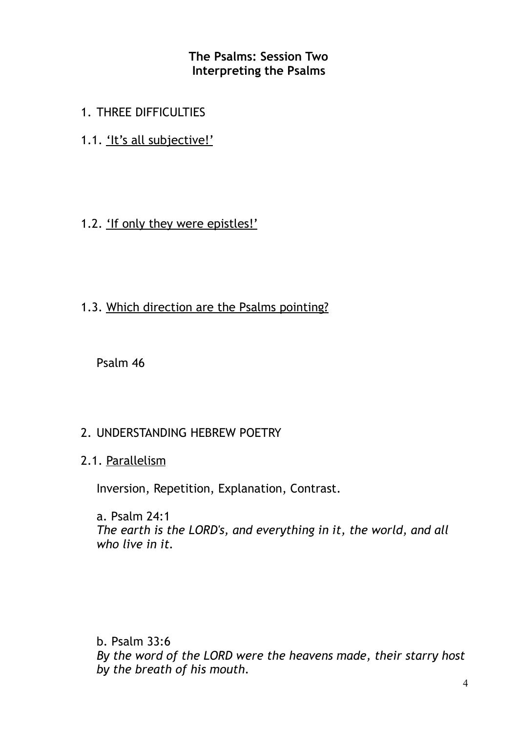## The Psalms: Session Two
## Interpreting the Psalms

1. THREE DIFFICULTIES

1.1. <u>'It's all subjective!'</u>

1.2. <u>'If only they were epistles!'</u>

1.3. <u>Which direction are the Psalms pointing?</u>

Psalm 46

2. UNDERSTANDING HEBREW POETRY

2.1. <u>Parallelism</u>

Inversion, Repetition, Explanation, Contrast.

a. Psalm 24:1
*The earth is the LORD's, and everything in it, the world, and all who live in it.*

b. Psalm 33:6
*By the word of the LORD were the heavens made, their starry host by the breath of his mouth.*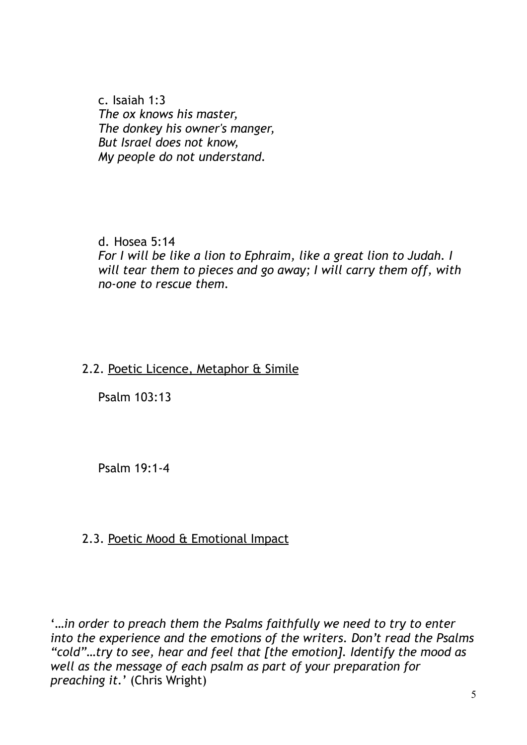c. Isaiah 1:3
*The ox knows his master,*
*The donkey his owner's manger,*
*But Israel does not know,*
*My people do not understand.*

d. Hosea 5:14
*For I will be like a lion to Ephraim, like a great lion to Judah. I will tear them to pieces and go away; I will carry them off, with no-one to rescue them.*

2.2. <u>Poetic Licence, Metaphor & Simile</u>

Psalm 103:13

Psalm 19:1-4

2.3. <u>Poetic Mood & Emotional Impact</u>

'*…in order to preach them the Psalms faithfully we need to try to enter into the experience and the emotions of the writers. Don't read the Psalms "cold"…try to see, hear and feel that [the emotion]. Identify the mood as well as the message of each psalm as part of your preparation for preaching it.*' (Chris Wright)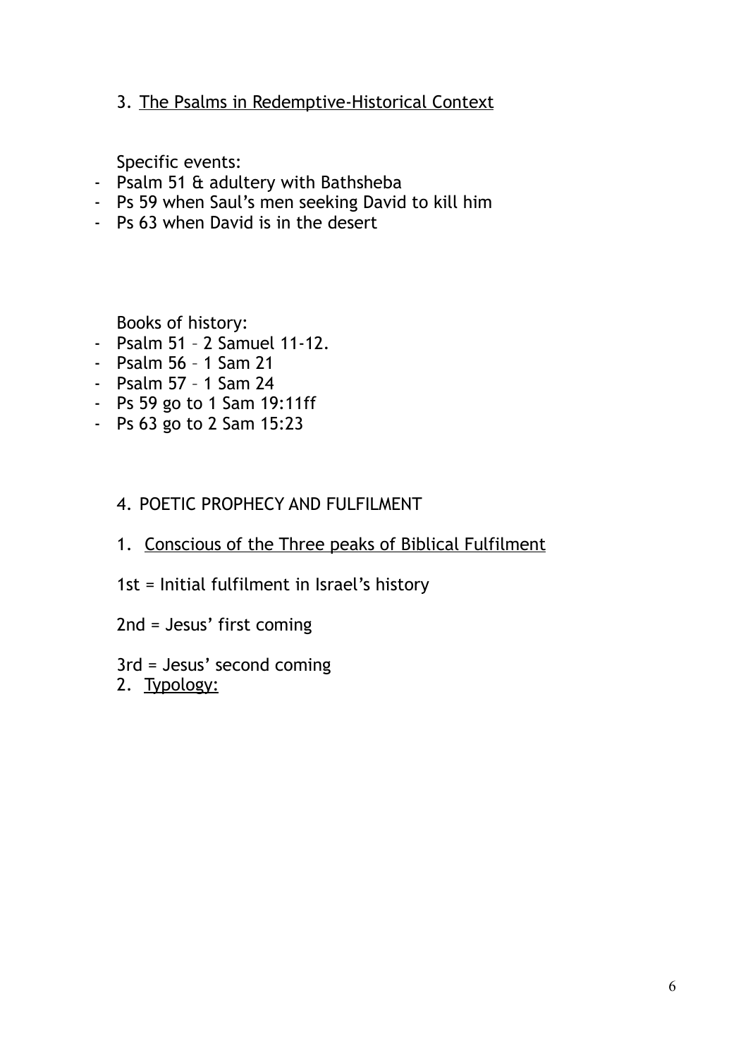3. <u>The Psalms in Redemptive-Historical Context</u>

Specific events:

- Psalm 51 & adultery with Bathsheba
- Ps 59 when Saul's men seeking David to kill him
- Ps 63 when David is in the desert

Books of history:

- Psalm 51 – 2 Samuel 11-12.
- Psalm 56 – 1 Sam 21
- Psalm 57 – 1 Sam 24
- Ps 59 go to 1 Sam 19:11ff
- Ps 63 go to 2 Sam 15:23

4. POETIC PROPHECY AND FULFILMENT

1. <u>Conscious of the Three peaks of Biblical Fulfilment</u>

1st = Initial fulfilment in Israel's history

2nd = Jesus' first coming

3rd = Jesus' second coming

2. <u>Typology:</u>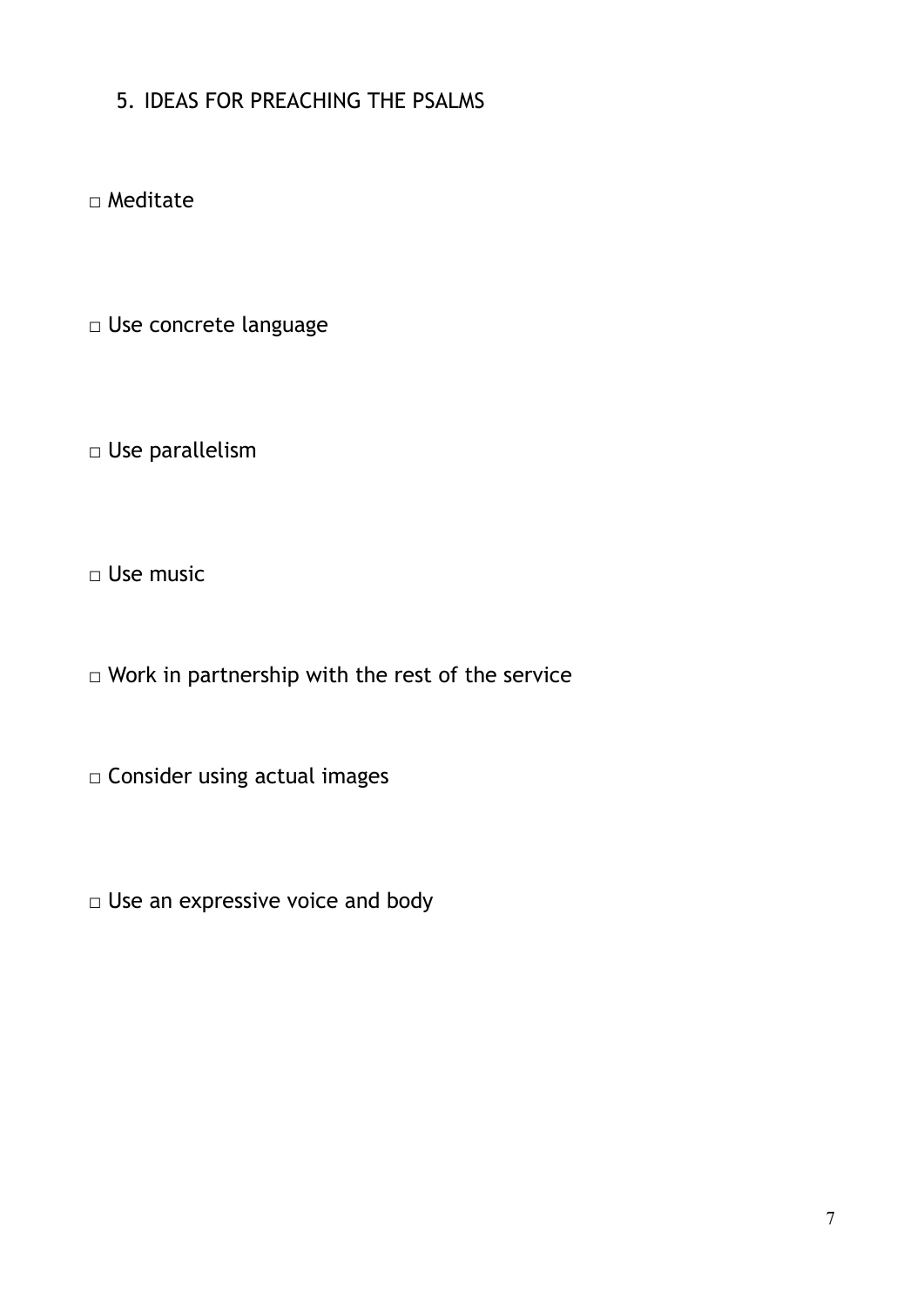## 5. IDEAS FOR PREACHING THE PSALMS

□ Meditate

□ Use concrete language

□ Use parallelism

□ Use music

□ Work in partnership with the rest of the service

□ Consider using actual images

□ Use an expressive voice and body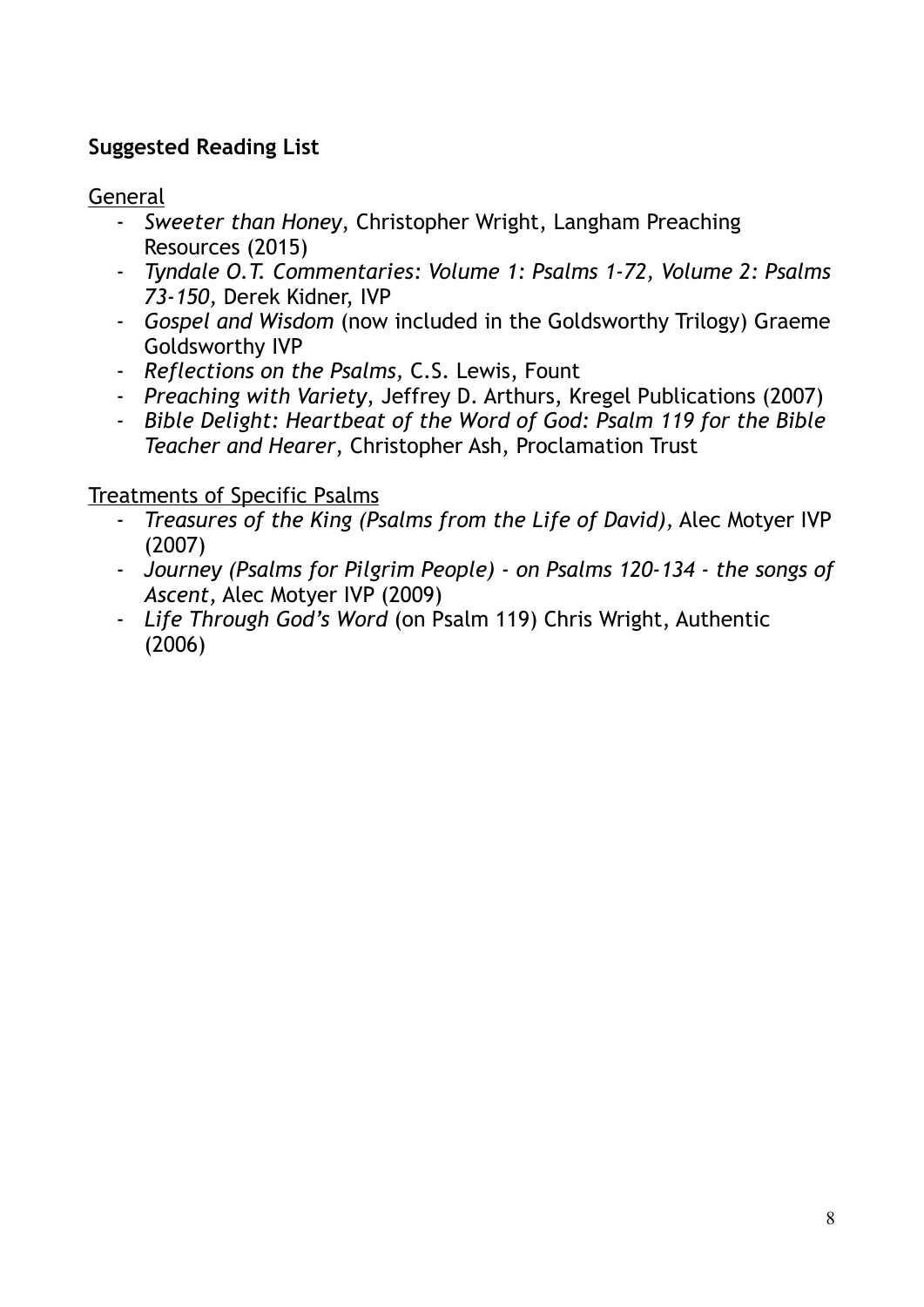**Suggested Reading List**

General

- *Sweeter than Honey*, Christopher Wright, Langham Preaching Resources (2015)
- *Tyndale O.T. Commentaries: Volume 1: Psalms 1-72, Volume 2: Psalms 73-150,* Derek Kidner, IVP
- *Gospel and Wisdom* (now included in the Goldsworthy Trilogy) Graeme Goldsworthy IVP
- *Reflections on the Psalms,* C.S. Lewis, Fount
- *Preaching with Variety,* Jeffrey D. Arthurs, Kregel Publications (2007)
- *Bible Delight: Heartbeat of the Word of God: Psalm 119 for the Bible Teacher and Hearer*, Christopher Ash, Proclamation Trust

Treatments of Specific Psalms

- *Treasures of the King (Psalms from the Life of David),* Alec Motyer IVP (2007)
- *Journey (Psalms for Pilgrim People) - on Psalms 120-134 - the songs of Ascent,* Alec Motyer IVP (2009)
- *Life Through God's Word* (on Psalm 119) Chris Wright, Authentic (2006)